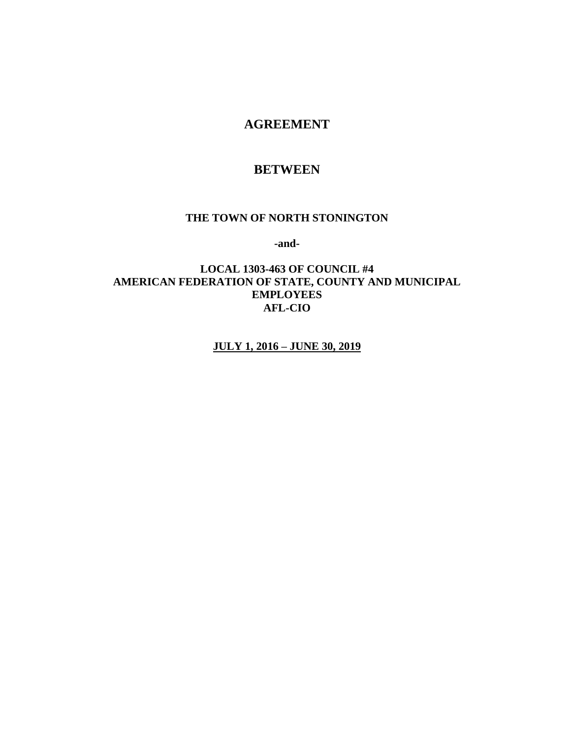# AGREEMENT

# BETWEEN

**THE TOWN OF NORTH STONINGTON**

**-and-**

**LOCAL 1303-463 OF COUNCIL #4**
**AMERICAN FEDERATION OF STATE, COUNTY AND MUNICIPAL EMPLOYEES**
**AFL-CIO**

**JULY 1, 2016 – JUNE 30, 2019**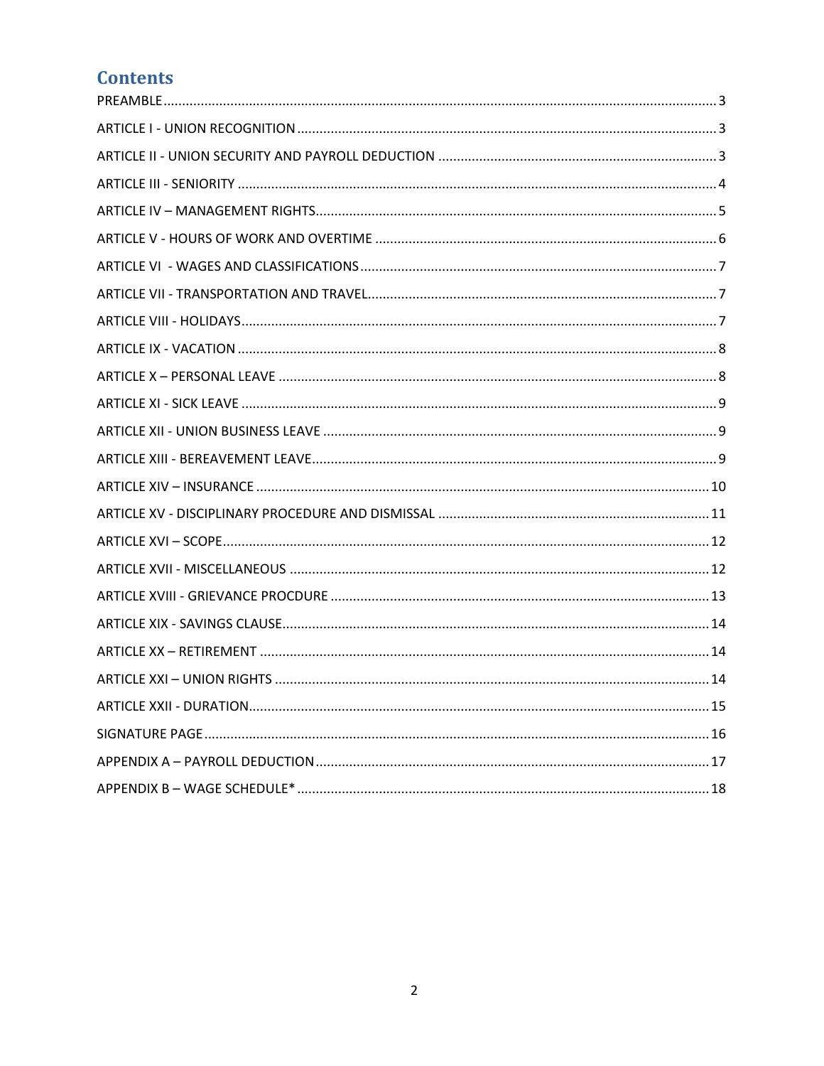# Contents

PREAMBLE ..... 3

ARTICLE I - UNION RECOGNITION ..... 3

ARTICLE II - UNION SECURITY AND PAYROLL DEDUCTION ..... 3

ARTICLE III - SENIORITY ..... 4

ARTICLE IV – MANAGEMENT RIGHTS ..... 5

ARTICLE V - HOURS OF WORK AND OVERTIME ..... 6

ARTICLE VI - WAGES AND CLASSIFICATIONS ..... 7

ARTICLE VII - TRANSPORTATION AND TRAVEL ..... 7

ARTICLE VIII - HOLIDAYS ..... 7

ARTICLE IX - VACATION ..... 8

ARTICLE X – PERSONAL LEAVE ..... 8

ARTICLE XI - SICK LEAVE ..... 9

ARTICLE XII - UNION BUSINESS LEAVE ..... 9

ARTICLE XIII - BEREAVEMENT LEAVE ..... 9

ARTICLE XIV – INSURANCE ..... 10

ARTICLE XV - DISCIPLINARY PROCEDURE AND DISMISSAL ..... 11

ARTICLE XVI – SCOPE ..... 12

ARTICLE XVII - MISCELLANEOUS ..... 12

ARTICLE XVIII - GRIEVANCE PROCDURE ..... 13

ARTICLE XIX - SAVINGS CLAUSE ..... 14

ARTICLE XX – RETIREMENT ..... 14

ARTICLE XXI – UNION RIGHTS ..... 14

ARTICLE XXII - DURATION ..... 15

SIGNATURE PAGE ..... 16

APPENDIX A – PAYROLL DEDUCTION ..... 17

APPENDIX B – WAGE SCHEDULE* ..... 18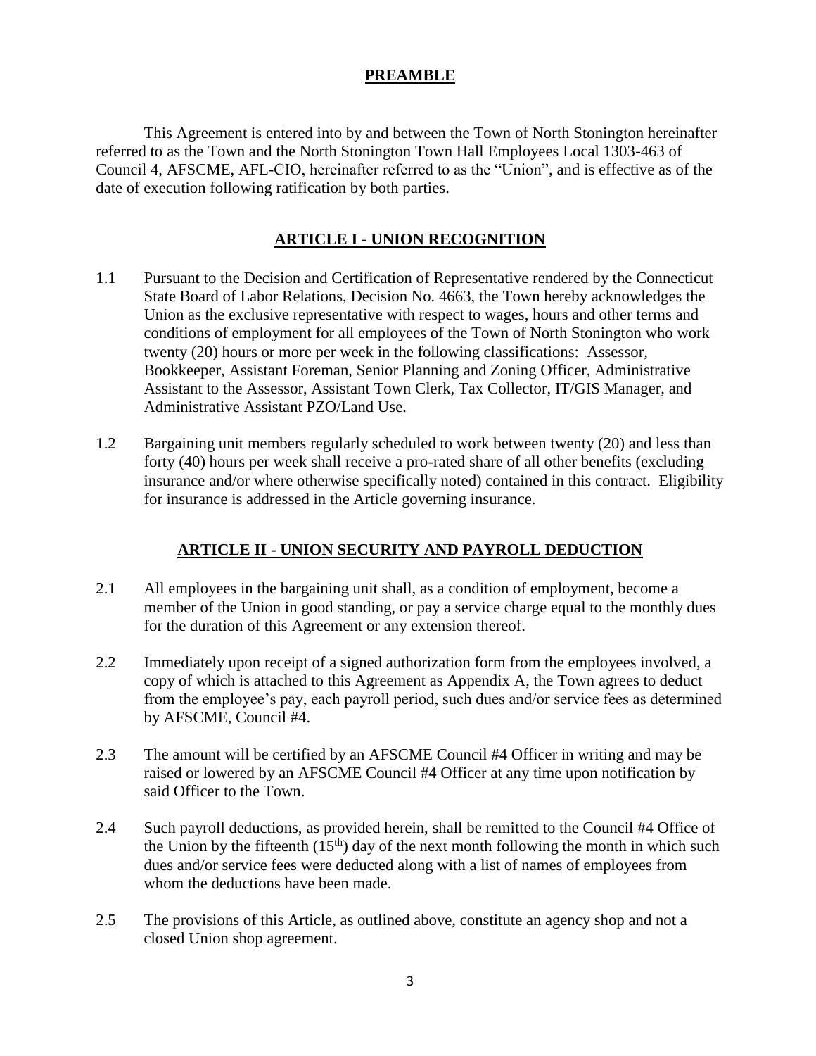## PREAMBLE

This Agreement is entered into by and between the Town of North Stonington hereinafter referred to as the Town and the North Stonington Town Hall Employees Local 1303-463 of Council 4, AFSCME, AFL-CIO, hereinafter referred to as the "Union", and is effective as of the date of execution following ratification by both parties.

## ARTICLE I - UNION RECOGNITION

1.1 Pursuant to the Decision and Certification of Representative rendered by the Connecticut State Board of Labor Relations, Decision No. 4663, the Town hereby acknowledges the Union as the exclusive representative with respect to wages, hours and other terms and conditions of employment for all employees of the Town of North Stonington who work twenty (20) hours or more per week in the following classifications: Assessor, Bookkeeper, Assistant Foreman, Senior Planning and Zoning Officer, Administrative Assistant to the Assessor, Assistant Town Clerk, Tax Collector, IT/GIS Manager, and Administrative Assistant PZO/Land Use.

1.2 Bargaining unit members regularly scheduled to work between twenty (20) and less than forty (40) hours per week shall receive a pro-rated share of all other benefits (excluding insurance and/or where otherwise specifically noted) contained in this contract. Eligibility for insurance is addressed in the Article governing insurance.

## ARTICLE II - UNION SECURITY AND PAYROLL DEDUCTION

2.1 All employees in the bargaining unit shall, as a condition of employment, become a member of the Union in good standing, or pay a service charge equal to the monthly dues for the duration of this Agreement or any extension thereof.

2.2 Immediately upon receipt of a signed authorization form from the employees involved, a copy of which is attached to this Agreement as Appendix A, the Town agrees to deduct from the employee's pay, each payroll period, such dues and/or service fees as determined by AFSCME, Council #4.

2.3 The amount will be certified by an AFSCME Council #4 Officer in writing and may be raised or lowered by an AFSCME Council #4 Officer at any time upon notification by said Officer to the Town.

2.4 Such payroll deductions, as provided herein, shall be remitted to the Council #4 Office of the Union by the fifteenth (15th) day of the next month following the month in which such dues and/or service fees were deducted along with a list of names of employees from whom the deductions have been made.

2.5 The provisions of this Article, as outlined above, constitute an agency shop and not a closed Union shop agreement.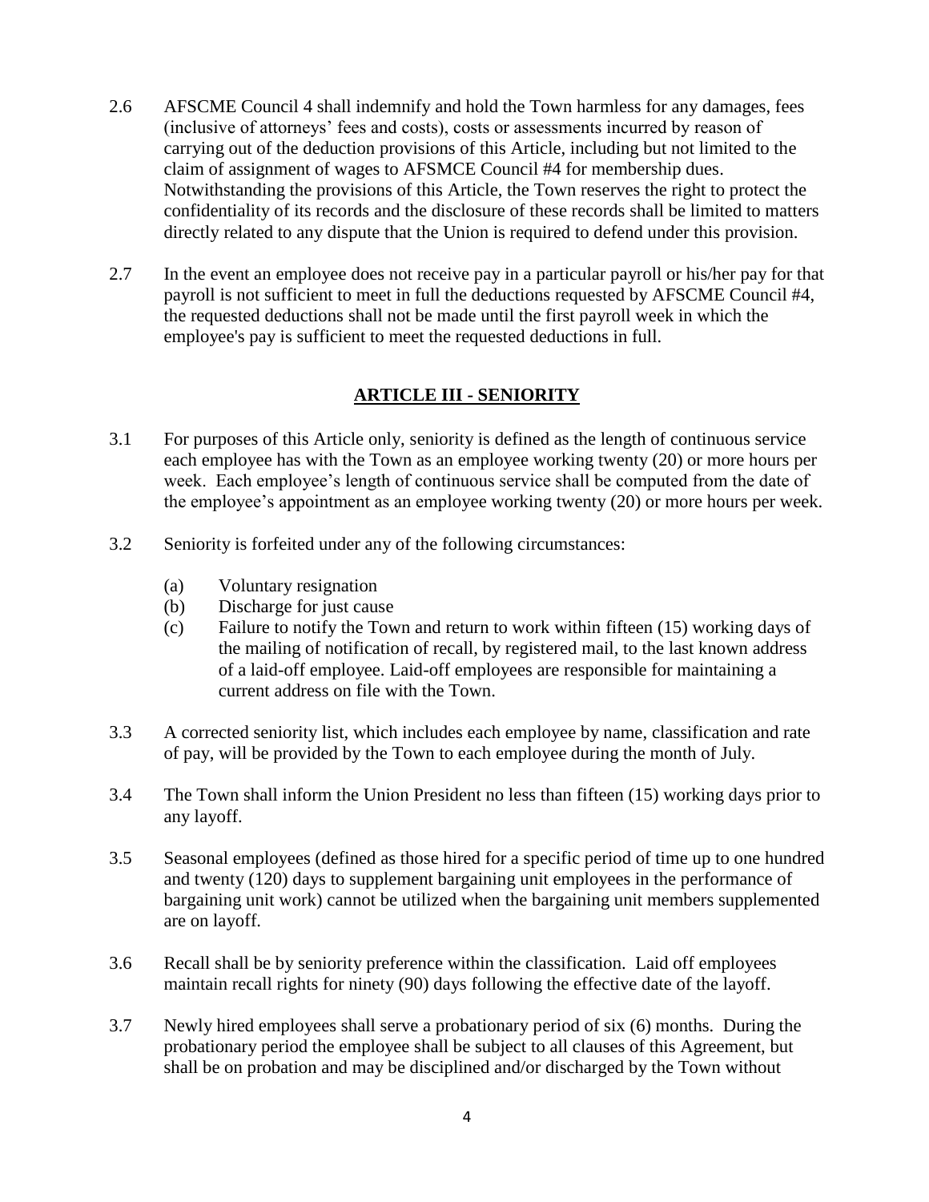2.6 AFSCME Council 4 shall indemnify and hold the Town harmless for any damages, fees (inclusive of attorneys' fees and costs), costs or assessments incurred by reason of carrying out of the deduction provisions of this Article, including but not limited to the claim of assignment of wages to AFSMCE Council #4 for membership dues. Notwithstanding the provisions of this Article, the Town reserves the right to protect the confidentiality of its records and the disclosure of these records shall be limited to matters directly related to any dispute that the Union is required to defend under this provision.

2.7 In the event an employee does not receive pay in a particular payroll or his/her pay for that payroll is not sufficient to meet in full the deductions requested by AFSCME Council #4, the requested deductions shall not be made until the first payroll week in which the employee's pay is sufficient to meet the requested deductions in full.

## ARTICLE III - SENIORITY

3.1 For purposes of this Article only, seniority is defined as the length of continuous service each employee has with the Town as an employee working twenty (20) or more hours per week. Each employee's length of continuous service shall be computed from the date of the employee's appointment as an employee working twenty (20) or more hours per week.

3.2 Seniority is forfeited under any of the following circumstances:

(a) Voluntary resignation
(b) Discharge for just cause
(c) Failure to notify the Town and return to work within fifteen (15) working days of the mailing of notification of recall, by registered mail, to the last known address of a laid-off employee. Laid-off employees are responsible for maintaining a current address on file with the Town.

3.3 A corrected seniority list, which includes each employee by name, classification and rate of pay, will be provided by the Town to each employee during the month of July.

3.4 The Town shall inform the Union President no less than fifteen (15) working days prior to any layoff.

3.5 Seasonal employees (defined as those hired for a specific period of time up to one hundred and twenty (120) days to supplement bargaining unit employees in the performance of bargaining unit work) cannot be utilized when the bargaining unit members supplemented are on layoff.

3.6 Recall shall be by seniority preference within the classification. Laid off employees maintain recall rights for ninety (90) days following the effective date of the layoff.

3.7 Newly hired employees shall serve a probationary period of six (6) months. During the probationary period the employee shall be subject to all clauses of this Agreement, but shall be on probation and may be disciplined and/or discharged by the Town without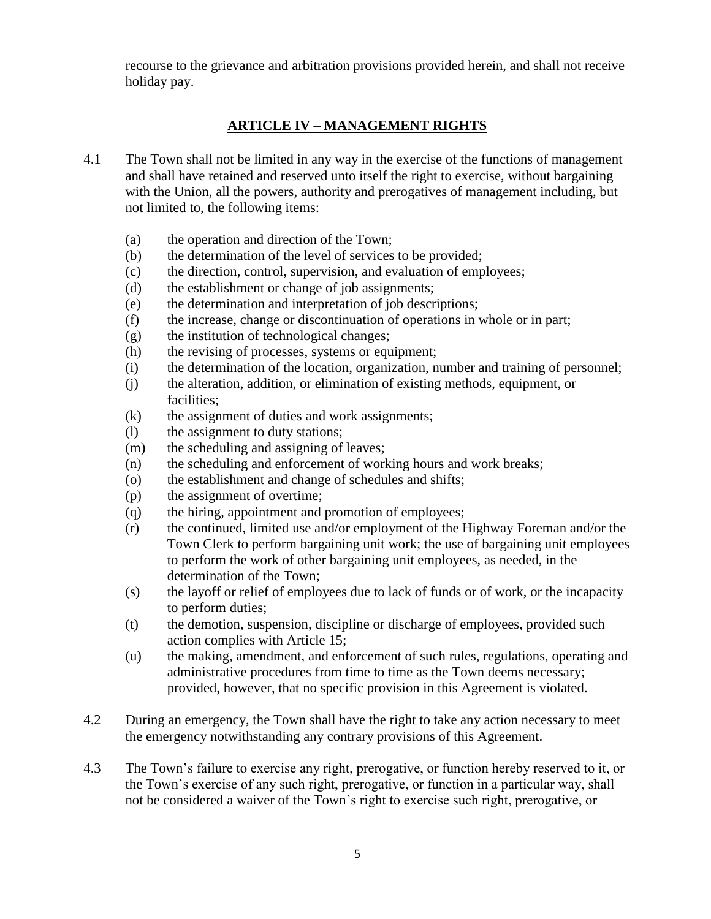recourse to the grievance and arbitration provisions provided herein, and shall not receive holiday pay.

## ARTICLE IV – MANAGEMENT RIGHTS

4.1 The Town shall not be limited in any way in the exercise of the functions of management and shall have retained and reserved unto itself the right to exercise, without bargaining with the Union, all the powers, authority and prerogatives of management including, but not limited to, the following items:

- (a) the operation and direction of the Town;
- (b) the determination of the level of services to be provided;
- (c) the direction, control, supervision, and evaluation of employees;
- (d) the establishment or change of job assignments;
- (e) the determination and interpretation of job descriptions;
- (f) the increase, change or discontinuation of operations in whole or in part;
- (g) the institution of technological changes;
- (h) the revising of processes, systems or equipment;
- (i) the determination of the location, organization, number and training of personnel;
- (j) the alteration, addition, or elimination of existing methods, equipment, or facilities;
- (k) the assignment of duties and work assignments;
- (l) the assignment to duty stations;
- (m) the scheduling and assigning of leaves;
- (n) the scheduling and enforcement of working hours and work breaks;
- (o) the establishment and change of schedules and shifts;
- (p) the assignment of overtime;
- (q) the hiring, appointment and promotion of employees;
- (r) the continued, limited use and/or employment of the Highway Foreman and/or the Town Clerk to perform bargaining unit work; the use of bargaining unit employees to perform the work of other bargaining unit employees, as needed, in the determination of the Town;
- (s) the layoff or relief of employees due to lack of funds or of work, or the incapacity to perform duties;
- (t) the demotion, suspension, discipline or discharge of employees, provided such action complies with Article 15;
- (u) the making, amendment, and enforcement of such rules, regulations, operating and administrative procedures from time to time as the Town deems necessary; provided, however, that no specific provision in this Agreement is violated.

4.2 During an emergency, the Town shall have the right to take any action necessary to meet the emergency notwithstanding any contrary provisions of this Agreement.

4.3 The Town's failure to exercise any right, prerogative, or function hereby reserved to it, or the Town's exercise of any such right, prerogative, or function in a particular way, shall not be considered a waiver of the Town's right to exercise such right, prerogative, or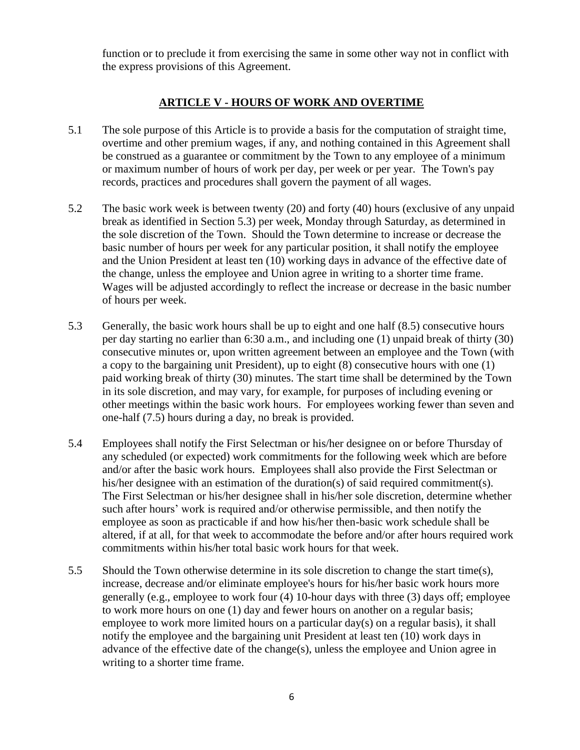function or to preclude it from exercising the same in some other way not in conflict with the express provisions of this Agreement.

## ARTICLE V - HOURS OF WORK AND OVERTIME

5.1 The sole purpose of this Article is to provide a basis for the computation of straight time, overtime and other premium wages, if any, and nothing contained in this Agreement shall be construed as a guarantee or commitment by the Town to any employee of a minimum or maximum number of hours of work per day, per week or per year. The Town's pay records, practices and procedures shall govern the payment of all wages.

5.2 The basic work week is between twenty (20) and forty (40) hours (exclusive of any unpaid break as identified in Section 5.3) per week, Monday through Saturday, as determined in the sole discretion of the Town. Should the Town determine to increase or decrease the basic number of hours per week for any particular position, it shall notify the employee and the Union President at least ten (10) working days in advance of the effective date of the change, unless the employee and Union agree in writing to a shorter time frame. Wages will be adjusted accordingly to reflect the increase or decrease in the basic number of hours per week.

5.3 Generally, the basic work hours shall be up to eight and one half (8.5) consecutive hours per day starting no earlier than 6:30 a.m., and including one (1) unpaid break of thirty (30) consecutive minutes or, upon written agreement between an employee and the Town (with a copy to the bargaining unit President), up to eight (8) consecutive hours with one (1) paid working break of thirty (30) minutes. The start time shall be determined by the Town in its sole discretion, and may vary, for example, for purposes of including evening or other meetings within the basic work hours. For employees working fewer than seven and one-half (7.5) hours during a day, no break is provided.

5.4 Employees shall notify the First Selectman or his/her designee on or before Thursday of any scheduled (or expected) work commitments for the following week which are before and/or after the basic work hours. Employees shall also provide the First Selectman or his/her designee with an estimation of the duration(s) of said required commitment(s). The First Selectman or his/her designee shall in his/her sole discretion, determine whether such after hours' work is required and/or otherwise permissible, and then notify the employee as soon as practicable if and how his/her then-basic work schedule shall be altered, if at all, for that week to accommodate the before and/or after hours required work commitments within his/her total basic work hours for that week.

5.5 Should the Town otherwise determine in its sole discretion to change the start time(s), increase, decrease and/or eliminate employee's hours for his/her basic work hours more generally (e.g., employee to work four (4) 10-hour days with three (3) days off; employee to work more hours on one (1) day and fewer hours on another on a regular basis; employee to work more limited hours on a particular day(s) on a regular basis), it shall notify the employee and the bargaining unit President at least ten (10) work days in advance of the effective date of the change(s), unless the employee and Union agree in writing to a shorter time frame.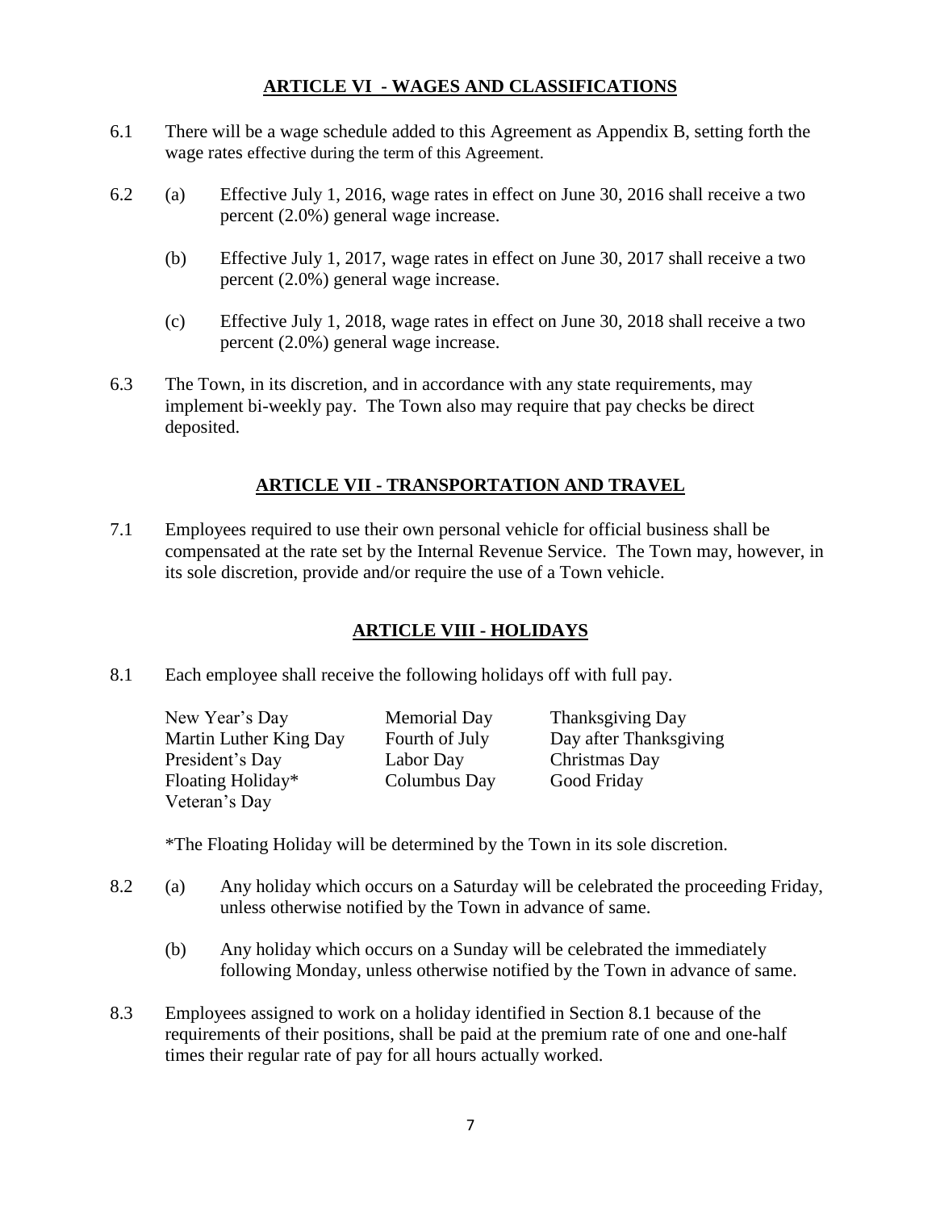## ARTICLE VI - WAGES AND CLASSIFICATIONS

6.1 There will be a wage schedule added to this Agreement as Appendix B, setting forth the wage rates effective during the term of this Agreement.

6.2 (a) Effective July 1, 2016, wage rates in effect on June 30, 2016 shall receive a two percent (2.0%) general wage increase.

(b) Effective July 1, 2017, wage rates in effect on June 30, 2017 shall receive a two percent (2.0%) general wage increase.

(c) Effective July 1, 2018, wage rates in effect on June 30, 2018 shall receive a two percent (2.0%) general wage increase.

6.3 The Town, in its discretion, and in accordance with any state requirements, may implement bi-weekly pay. The Town also may require that pay checks be direct deposited.

## ARTICLE VII - TRANSPORTATION AND TRAVEL

7.1 Employees required to use their own personal vehicle for official business shall be compensated at the rate set by the Internal Revenue Service. The Town may, however, in its sole discretion, provide and/or require the use of a Town vehicle.

## ARTICLE VIII - HOLIDAYS

8.1 Each employee shall receive the following holidays off with full pay.

| | | |
|---|---|---|
| New Year's Day | Memorial Day | Thanksgiving Day |
| Martin Luther King Day | Fourth of July | Day after Thanksgiving |
| President's Day | Labor Day | Christmas Day |
| Floating Holiday* | Columbus Day | Good Friday |
| Veteran's Day | | |

*The Floating Holiday will be determined by the Town in its sole discretion.

8.2 (a) Any holiday which occurs on a Saturday will be celebrated the proceeding Friday, unless otherwise notified by the Town in advance of same.

(b) Any holiday which occurs on a Sunday will be celebrated the immediately following Monday, unless otherwise notified by the Town in advance of same.

8.3 Employees assigned to work on a holiday identified in Section 8.1 because of the requirements of their positions, shall be paid at the premium rate of one and one-half times their regular rate of pay for all hours actually worked.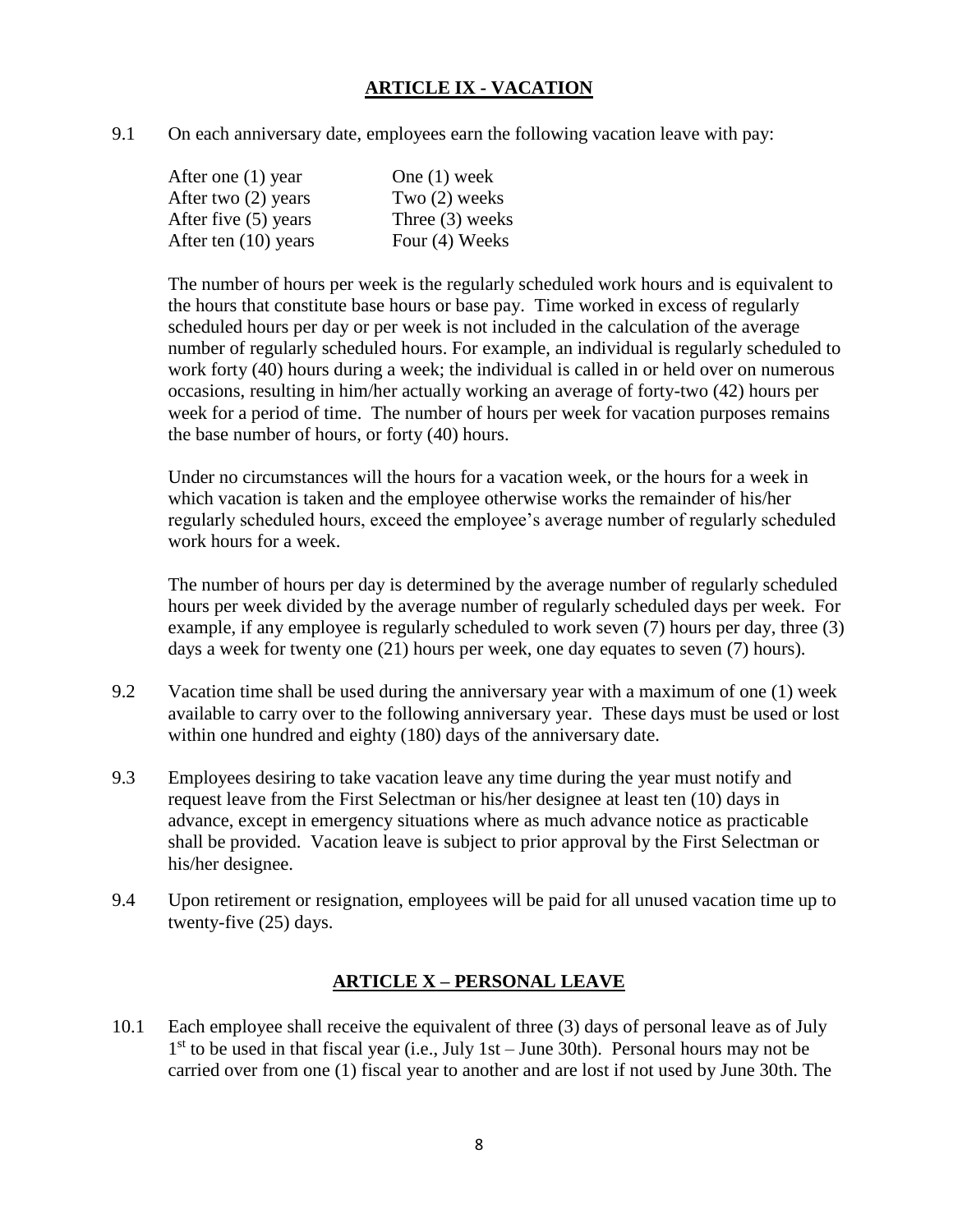## ARTICLE IX - VACATION

9.1 On each anniversary date, employees earn the following vacation leave with pay:

| | |
|---|---|
| After one (1) year | One (1) week |
| After two (2) years | Two (2) weeks |
| After five (5) years | Three (3) weeks |
| After ten (10) years | Four (4) Weeks |

The number of hours per week is the regularly scheduled work hours and is equivalent to the hours that constitute base hours or base pay. Time worked in excess of regularly scheduled hours per day or per week is not included in the calculation of the average number of regularly scheduled hours. For example, an individual is regularly scheduled to work forty (40) hours during a week; the individual is called in or held over on numerous occasions, resulting in him/her actually working an average of forty-two (42) hours per week for a period of time. The number of hours per week for vacation purposes remains the base number of hours, or forty (40) hours.

Under no circumstances will the hours for a vacation week, or the hours for a week in which vacation is taken and the employee otherwise works the remainder of his/her regularly scheduled hours, exceed the employee's average number of regularly scheduled work hours for a week.

The number of hours per day is determined by the average number of regularly scheduled hours per week divided by the average number of regularly scheduled days per week. For example, if any employee is regularly scheduled to work seven (7) hours per day, three (3) days a week for twenty one (21) hours per week, one day equates to seven (7) hours).

9.2 Vacation time shall be used during the anniversary year with a maximum of one (1) week available to carry over to the following anniversary year. These days must be used or lost within one hundred and eighty (180) days of the anniversary date.

9.3 Employees desiring to take vacation leave any time during the year must notify and request leave from the First Selectman or his/her designee at least ten (10) days in advance, except in emergency situations where as much advance notice as practicable shall be provided. Vacation leave is subject to prior approval by the First Selectman or his/her designee.

9.4 Upon retirement or resignation, employees will be paid for all unused vacation time up to twenty-five (25) days.

## ARTICLE X – PERSONAL LEAVE

10.1 Each employee shall receive the equivalent of three (3) days of personal leave as of July 1st to be used in that fiscal year (i.e., July 1st – June 30th). Personal hours may not be carried over from one (1) fiscal year to another and are lost if not used by June 30th. The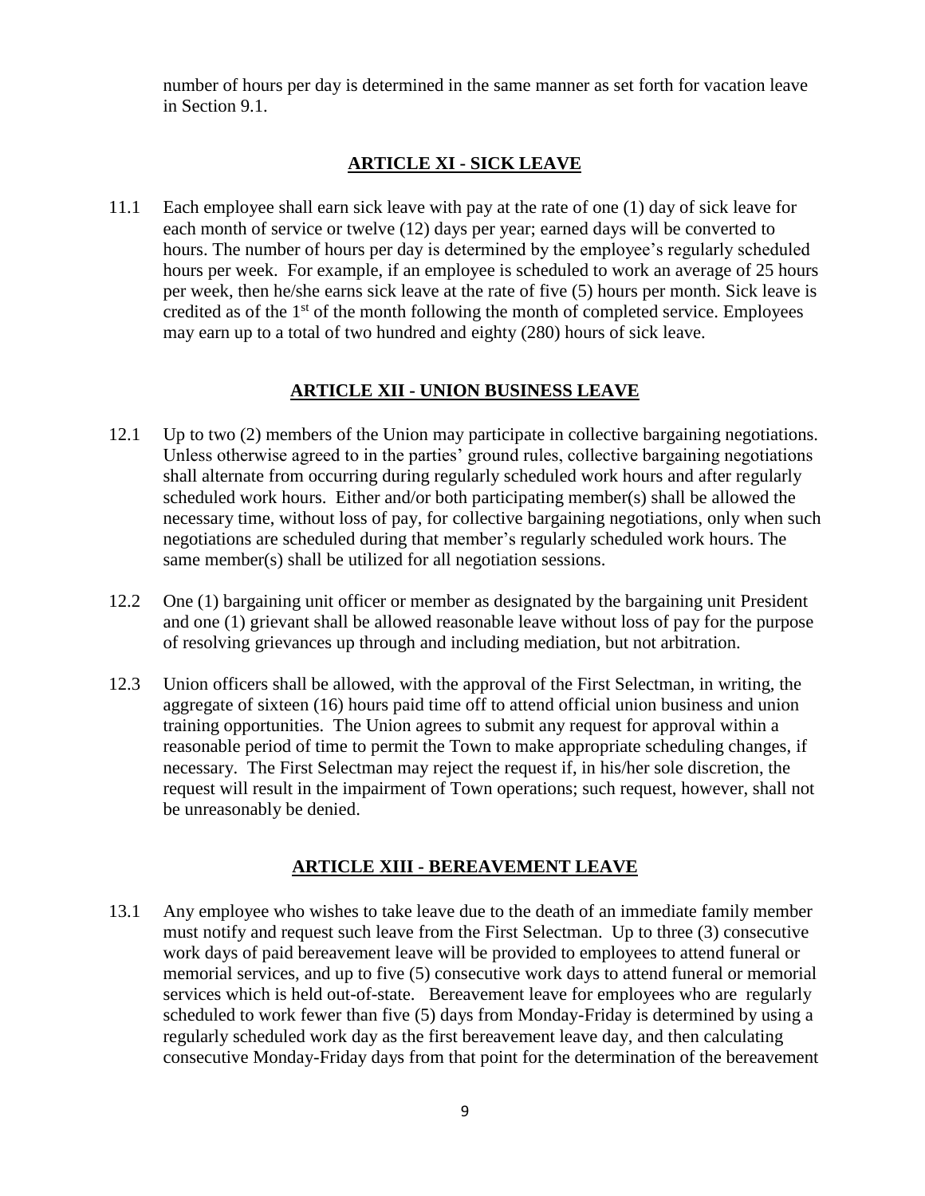number of hours per day is determined in the same manner as set forth for vacation leave in Section 9.1.

## ARTICLE XI - SICK LEAVE

11.1 Each employee shall earn sick leave with pay at the rate of one (1) day of sick leave for each month of service or twelve (12) days per year; earned days will be converted to hours. The number of hours per day is determined by the employee's regularly scheduled hours per week. For example, if an employee is scheduled to work an average of 25 hours per week, then he/she earns sick leave at the rate of five (5) hours per month. Sick leave is credited as of the 1st of the month following the month of completed service. Employees may earn up to a total of two hundred and eighty (280) hours of sick leave.

## ARTICLE XII - UNION BUSINESS LEAVE

12.1 Up to two (2) members of the Union may participate in collective bargaining negotiations. Unless otherwise agreed to in the parties' ground rules, collective bargaining negotiations shall alternate from occurring during regularly scheduled work hours and after regularly scheduled work hours. Either and/or both participating member(s) shall be allowed the necessary time, without loss of pay, for collective bargaining negotiations, only when such negotiations are scheduled during that member's regularly scheduled work hours. The same member(s) shall be utilized for all negotiation sessions.

12.2 One (1) bargaining unit officer or member as designated by the bargaining unit President and one (1) grievant shall be allowed reasonable leave without loss of pay for the purpose of resolving grievances up through and including mediation, but not arbitration.

12.3 Union officers shall be allowed, with the approval of the First Selectman, in writing, the aggregate of sixteen (16) hours paid time off to attend official union business and union training opportunities. The Union agrees to submit any request for approval within a reasonable period of time to permit the Town to make appropriate scheduling changes, if necessary. The First Selectman may reject the request if, in his/her sole discretion, the request will result in the impairment of Town operations; such request, however, shall not be unreasonably be denied.

## ARTICLE XIII - BEREAVEMENT LEAVE

13.1 Any employee who wishes to take leave due to the death of an immediate family member must notify and request such leave from the First Selectman. Up to three (3) consecutive work days of paid bereavement leave will be provided to employees to attend funeral or memorial services, and up to five (5) consecutive work days to attend funeral or memorial services which is held out-of-state. Bereavement leave for employees who are regularly scheduled to work fewer than five (5) days from Monday-Friday is determined by using a regularly scheduled work day as the first bereavement leave day, and then calculating consecutive Monday-Friday days from that point for the determination of the bereavement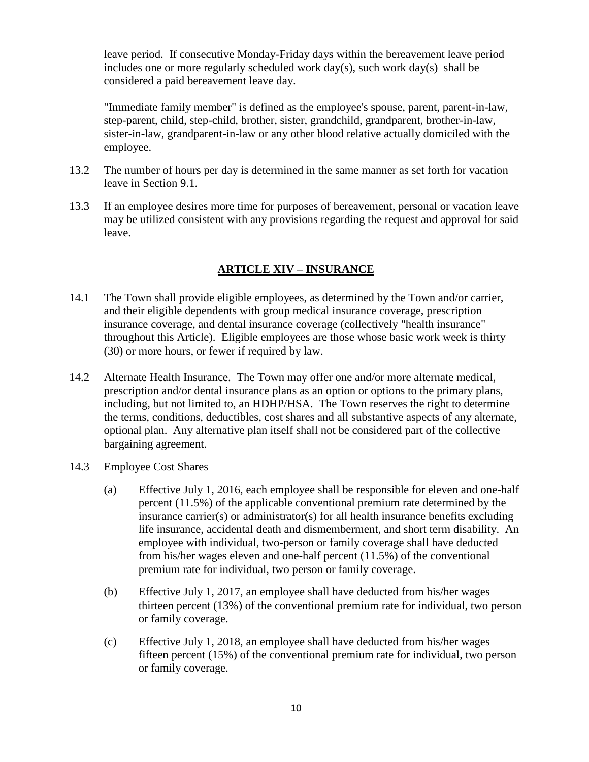leave period. If consecutive Monday-Friday days within the bereavement leave period includes one or more regularly scheduled work day(s), such work day(s) shall be considered a paid bereavement leave day.

"Immediate family member" is defined as the employee's spouse, parent, parent-in-law, step-parent, child, step-child, brother, sister, grandchild, grandparent, brother-in-law, sister-in-law, grandparent-in-law or any other blood relative actually domiciled with the employee.

13.2 The number of hours per day is determined in the same manner as set forth for vacation leave in Section 9.1.

13.3 If an employee desires more time for purposes of bereavement, personal or vacation leave may be utilized consistent with any provisions regarding the request and approval for said leave.

## ARTICLE XIV – INSURANCE

14.1 The Town shall provide eligible employees, as determined by the Town and/or carrier, and their eligible dependents with group medical insurance coverage, prescription insurance coverage, and dental insurance coverage (collectively "health insurance" throughout this Article). Eligible employees are those whose basic work week is thirty (30) or more hours, or fewer if required by law.

14.2 Alternate Health Insurance. The Town may offer one and/or more alternate medical, prescription and/or dental insurance plans as an option or options to the primary plans, including, but not limited to, an HDHP/HSA. The Town reserves the right to determine the terms, conditions, deductibles, cost shares and all substantive aspects of any alternate, optional plan. Any alternative plan itself shall not be considered part of the collective bargaining agreement.

14.3 Employee Cost Shares

(a) Effective July 1, 2016, each employee shall be responsible for eleven and one-half percent (11.5%) of the applicable conventional premium rate determined by the insurance carrier(s) or administrator(s) for all health insurance benefits excluding life insurance, accidental death and dismemberment, and short term disability. An employee with individual, two-person or family coverage shall have deducted from his/her wages eleven and one-half percent (11.5%) of the conventional premium rate for individual, two person or family coverage.

(b) Effective July 1, 2017, an employee shall have deducted from his/her wages thirteen percent (13%) of the conventional premium rate for individual, two person or family coverage.

(c) Effective July 1, 2018, an employee shall have deducted from his/her wages fifteen percent (15%) of the conventional premium rate for individual, two person or family coverage.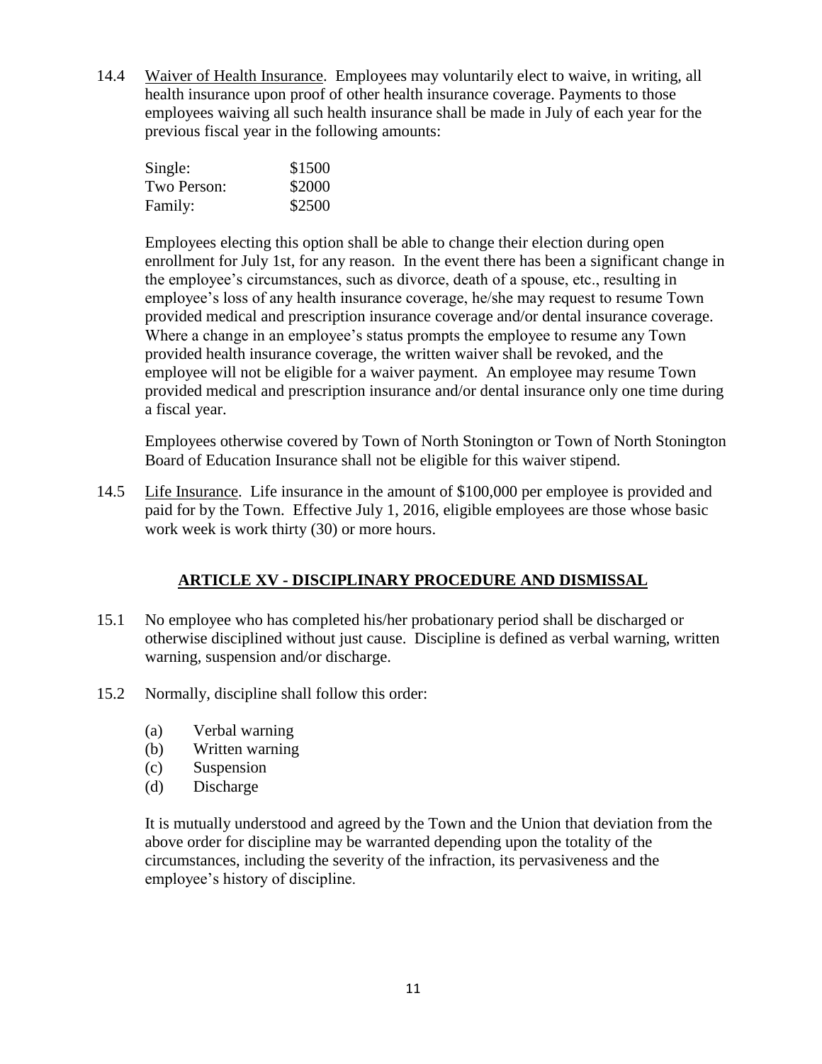14.4 Waiver of Health Insurance. Employees may voluntarily elect to waive, in writing, all health insurance upon proof of other health insurance coverage. Payments to those employees waiving all such health insurance shall be made in July of each year for the previous fiscal year in the following amounts:

| | |
|---|---|
| Single: | \$1500 |
| Two Person: | \$2000 |
| Family: | \$2500 |

Employees electing this option shall be able to change their election during open enrollment for July 1st, for any reason. In the event there has been a significant change in the employee's circumstances, such as divorce, death of a spouse, etc., resulting in employee's loss of any health insurance coverage, he/she may request to resume Town provided medical and prescription insurance coverage and/or dental insurance coverage. Where a change in an employee's status prompts the employee to resume any Town provided health insurance coverage, the written waiver shall be revoked, and the employee will not be eligible for a waiver payment. An employee may resume Town provided medical and prescription insurance and/or dental insurance only one time during a fiscal year.

Employees otherwise covered by Town of North Stonington or Town of North Stonington Board of Education Insurance shall not be eligible for this waiver stipend.

14.5 Life Insurance. Life insurance in the amount of \$100,000 per employee is provided and paid for by the Town. Effective July 1, 2016, eligible employees are those whose basic work week is work thirty (30) or more hours.

## ARTICLE XV - DISCIPLINARY PROCEDURE AND DISMISSAL

15.1 No employee who has completed his/her probationary period shall be discharged or otherwise disciplined without just cause. Discipline is defined as verbal warning, written warning, suspension and/or discharge.

15.2 Normally, discipline shall follow this order:

(a) Verbal warning
(b) Written warning
(c) Suspension
(d) Discharge

It is mutually understood and agreed by the Town and the Union that deviation from the above order for discipline may be warranted depending upon the totality of the circumstances, including the severity of the infraction, its pervasiveness and the employee's history of discipline.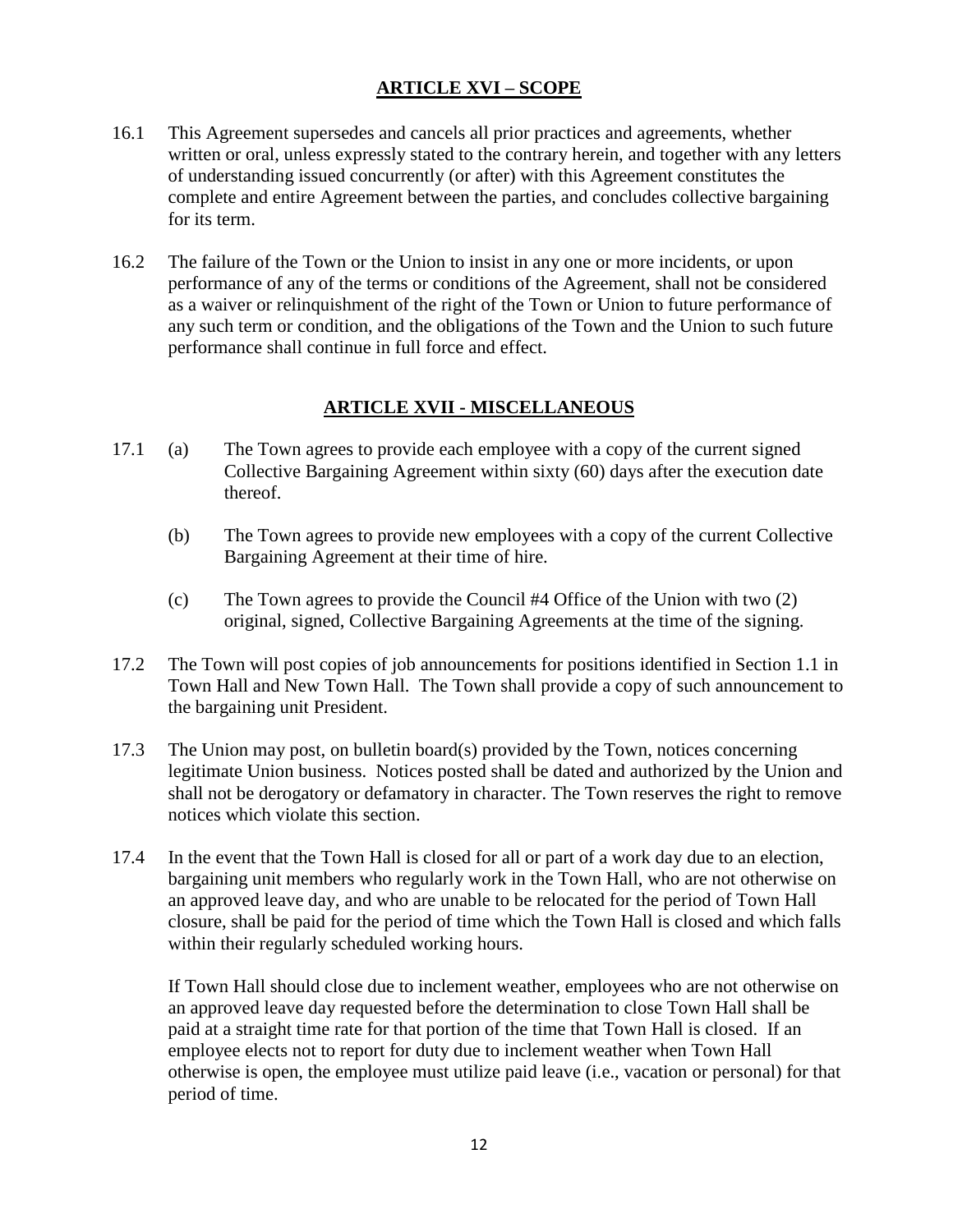## ARTICLE XVI – SCOPE

16.1 This Agreement supersedes and cancels all prior practices and agreements, whether written or oral, unless expressly stated to the contrary herein, and together with any letters of understanding issued concurrently (or after) with this Agreement constitutes the complete and entire Agreement between the parties, and concludes collective bargaining for its term.

16.2 The failure of the Town or the Union to insist in any one or more incidents, or upon performance of any of the terms or conditions of the Agreement, shall not be considered as a waiver or relinquishment of the right of the Town or Union to future performance of any such term or condition, and the obligations of the Town and the Union to such future performance shall continue in full force and effect.

## ARTICLE XVII - MISCELLANEOUS

17.1 (a) The Town agrees to provide each employee with a copy of the current signed Collective Bargaining Agreement within sixty (60) days after the execution date thereof.

(b) The Town agrees to provide new employees with a copy of the current Collective Bargaining Agreement at their time of hire.

(c) The Town agrees to provide the Council #4 Office of the Union with two (2) original, signed, Collective Bargaining Agreements at the time of the signing.

17.2 The Town will post copies of job announcements for positions identified in Section 1.1 in Town Hall and New Town Hall. The Town shall provide a copy of such announcement to the bargaining unit President.

17.3 The Union may post, on bulletin board(s) provided by the Town, notices concerning legitimate Union business. Notices posted shall be dated and authorized by the Union and shall not be derogatory or defamatory in character. The Town reserves the right to remove notices which violate this section.

17.4 In the event that the Town Hall is closed for all or part of a work day due to an election, bargaining unit members who regularly work in the Town Hall, who are not otherwise on an approved leave day, and who are unable to be relocated for the period of Town Hall closure, shall be paid for the period of time which the Town Hall is closed and which falls within their regularly scheduled working hours.

If Town Hall should close due to inclement weather, employees who are not otherwise on an approved leave day requested before the determination to close Town Hall shall be paid at a straight time rate for that portion of the time that Town Hall is closed. If an employee elects not to report for duty due to inclement weather when Town Hall otherwise is open, the employee must utilize paid leave (i.e., vacation or personal) for that period of time.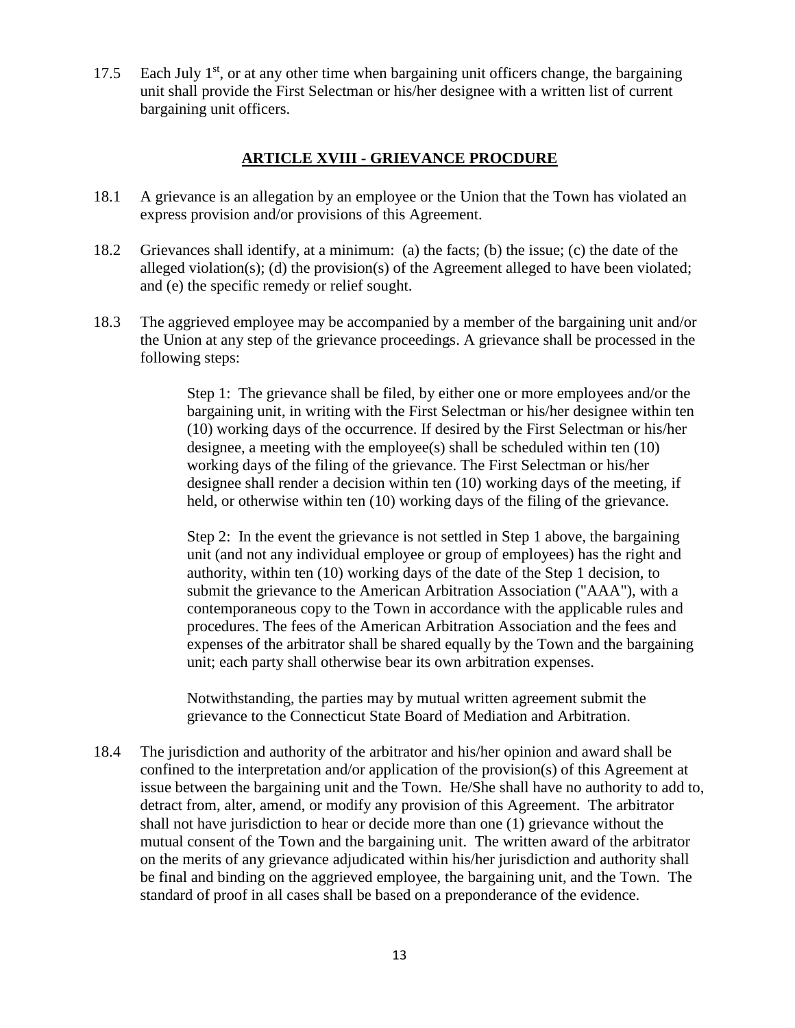17.5 Each July 1st, or at any other time when bargaining unit officers change, the bargaining unit shall provide the First Selectman or his/her designee with a written list of current bargaining unit officers.

## ARTICLE XVIII - GRIEVANCE PROCDURE

18.1 A grievance is an allegation by an employee or the Union that the Town has violated an express provision and/or provisions of this Agreement.

18.2 Grievances shall identify, at a minimum: (a) the facts; (b) the issue; (c) the date of the alleged violation(s); (d) the provision(s) of the Agreement alleged to have been violated; and (e) the specific remedy or relief sought.

18.3 The aggrieved employee may be accompanied by a member of the bargaining unit and/or the Union at any step of the grievance proceedings. A grievance shall be processed in the following steps:

> Step 1: The grievance shall be filed, by either one or more employees and/or the bargaining unit, in writing with the First Selectman or his/her designee within ten (10) working days of the occurrence. If desired by the First Selectman or his/her designee, a meeting with the employee(s) shall be scheduled within ten (10) working days of the filing of the grievance. The First Selectman or his/her designee shall render a decision within ten (10) working days of the meeting, if held, or otherwise within ten (10) working days of the filing of the grievance.
>
> Step 2: In the event the grievance is not settled in Step 1 above, the bargaining unit (and not any individual employee or group of employees) has the right and authority, within ten (10) working days of the date of the Step 1 decision, to submit the grievance to the American Arbitration Association ("AAA"), with a contemporaneous copy to the Town in accordance with the applicable rules and procedures. The fees of the American Arbitration Association and the fees and expenses of the arbitrator shall be shared equally by the Town and the bargaining unit; each party shall otherwise bear its own arbitration expenses.
>
> Notwithstanding, the parties may by mutual written agreement submit the grievance to the Connecticut State Board of Mediation and Arbitration.

18.4 The jurisdiction and authority of the arbitrator and his/her opinion and award shall be confined to the interpretation and/or application of the provision(s) of this Agreement at issue between the bargaining unit and the Town. He/She shall have no authority to add to, detract from, alter, amend, or modify any provision of this Agreement. The arbitrator shall not have jurisdiction to hear or decide more than one (1) grievance without the mutual consent of the Town and the bargaining unit. The written award of the arbitrator on the merits of any grievance adjudicated within his/her jurisdiction and authority shall be final and binding on the aggrieved employee, the bargaining unit, and the Town. The standard of proof in all cases shall be based on a preponderance of the evidence.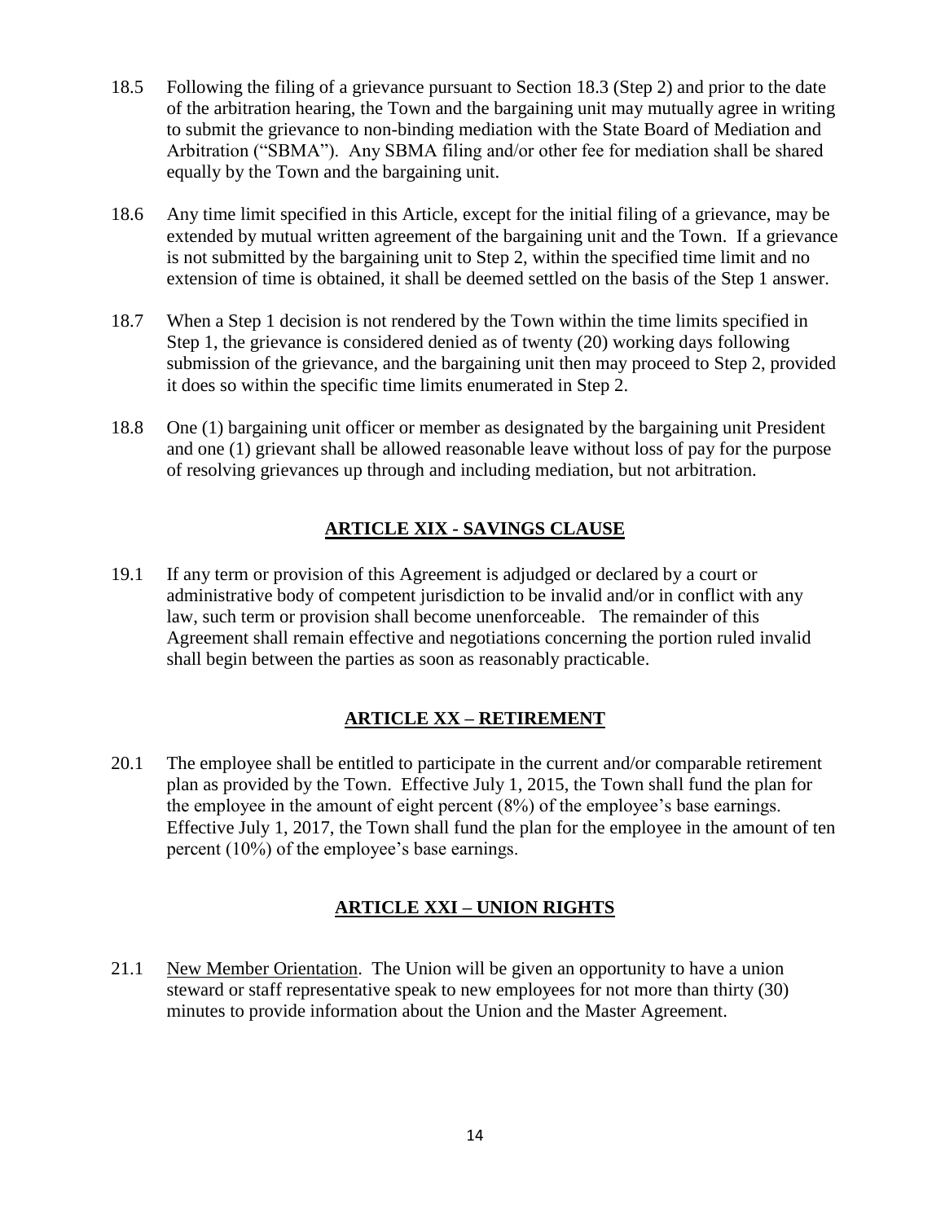18.5 Following the filing of a grievance pursuant to Section 18.3 (Step 2) and prior to the date of the arbitration hearing, the Town and the bargaining unit may mutually agree in writing to submit the grievance to non-binding mediation with the State Board of Mediation and Arbitration ("SBMA"). Any SBMA filing and/or other fee for mediation shall be shared equally by the Town and the bargaining unit.

18.6 Any time limit specified in this Article, except for the initial filing of a grievance, may be extended by mutual written agreement of the bargaining unit and the Town. If a grievance is not submitted by the bargaining unit to Step 2, within the specified time limit and no extension of time is obtained, it shall be deemed settled on the basis of the Step 1 answer.

18.7 When a Step 1 decision is not rendered by the Town within the time limits specified in Step 1, the grievance is considered denied as of twenty (20) working days following submission of the grievance, and the bargaining unit then may proceed to Step 2, provided it does so within the specific time limits enumerated in Step 2.

18.8 One (1) bargaining unit officer or member as designated by the bargaining unit President and one (1) grievant shall be allowed reasonable leave without loss of pay for the purpose of resolving grievances up through and including mediation, but not arbitration.

## ARTICLE XIX - SAVINGS CLAUSE

19.1 If any term or provision of this Agreement is adjudged or declared by a court or administrative body of competent jurisdiction to be invalid and/or in conflict with any law, such term or provision shall become unenforceable. The remainder of this Agreement shall remain effective and negotiations concerning the portion ruled invalid shall begin between the parties as soon as reasonably practicable.

## ARTICLE XX – RETIREMENT

20.1 The employee shall be entitled to participate in the current and/or comparable retirement plan as provided by the Town. Effective July 1, 2015, the Town shall fund the plan for the employee in the amount of eight percent (8%) of the employee's base earnings. Effective July 1, 2017, the Town shall fund the plan for the employee in the amount of ten percent (10%) of the employee's base earnings.

## ARTICLE XXI – UNION RIGHTS

21.1 New Member Orientation. The Union will be given an opportunity to have a union steward or staff representative speak to new employees for not more than thirty (30) minutes to provide information about the Union and the Master Agreement.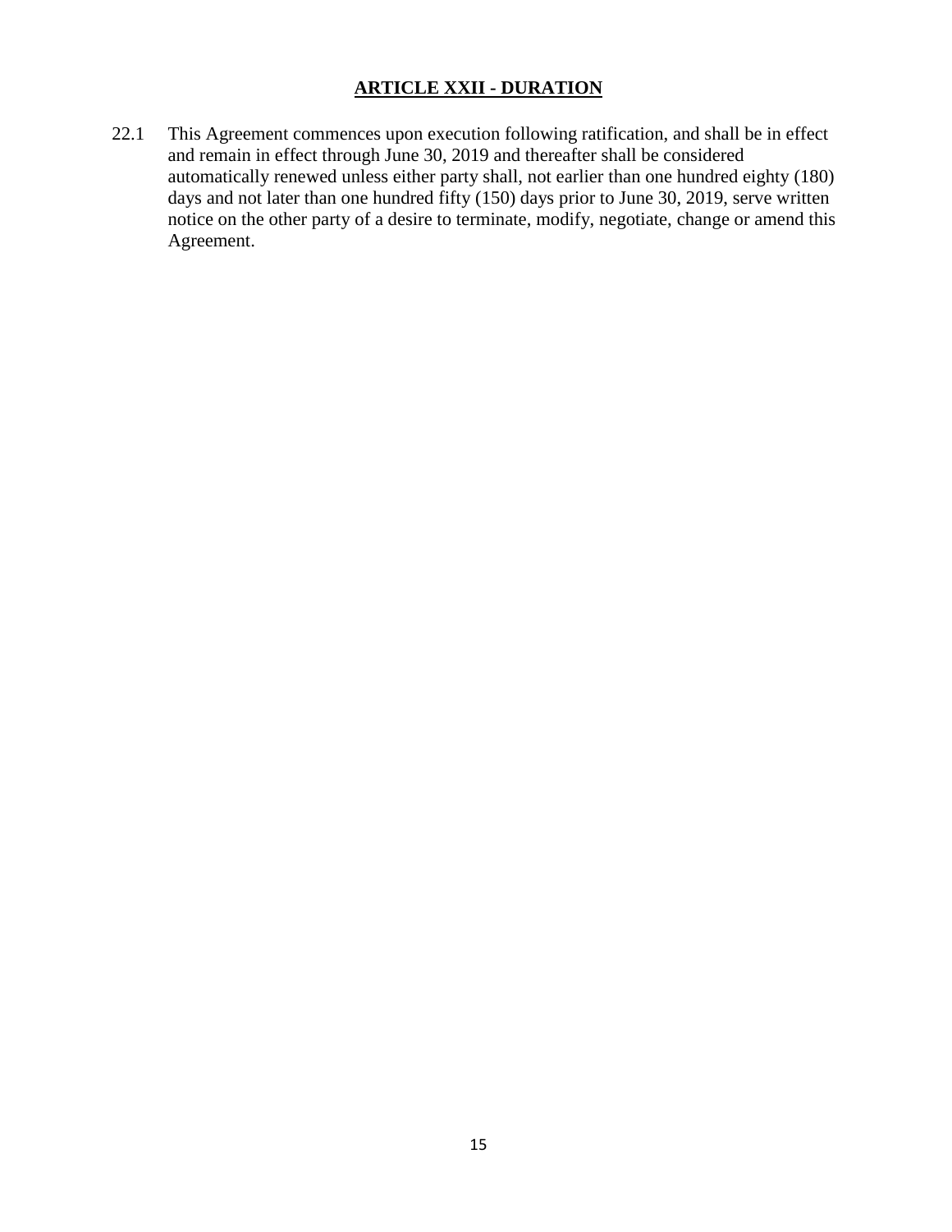## ARTICLE XXII - DURATION

22.1 This Agreement commences upon execution following ratification, and shall be in effect and remain in effect through June 30, 2019 and thereafter shall be considered automatically renewed unless either party shall, not earlier than one hundred eighty (180) days and not later than one hundred fifty (150) days prior to June 30, 2019, serve written notice on the other party of a desire to terminate, modify, negotiate, change or amend this Agreement.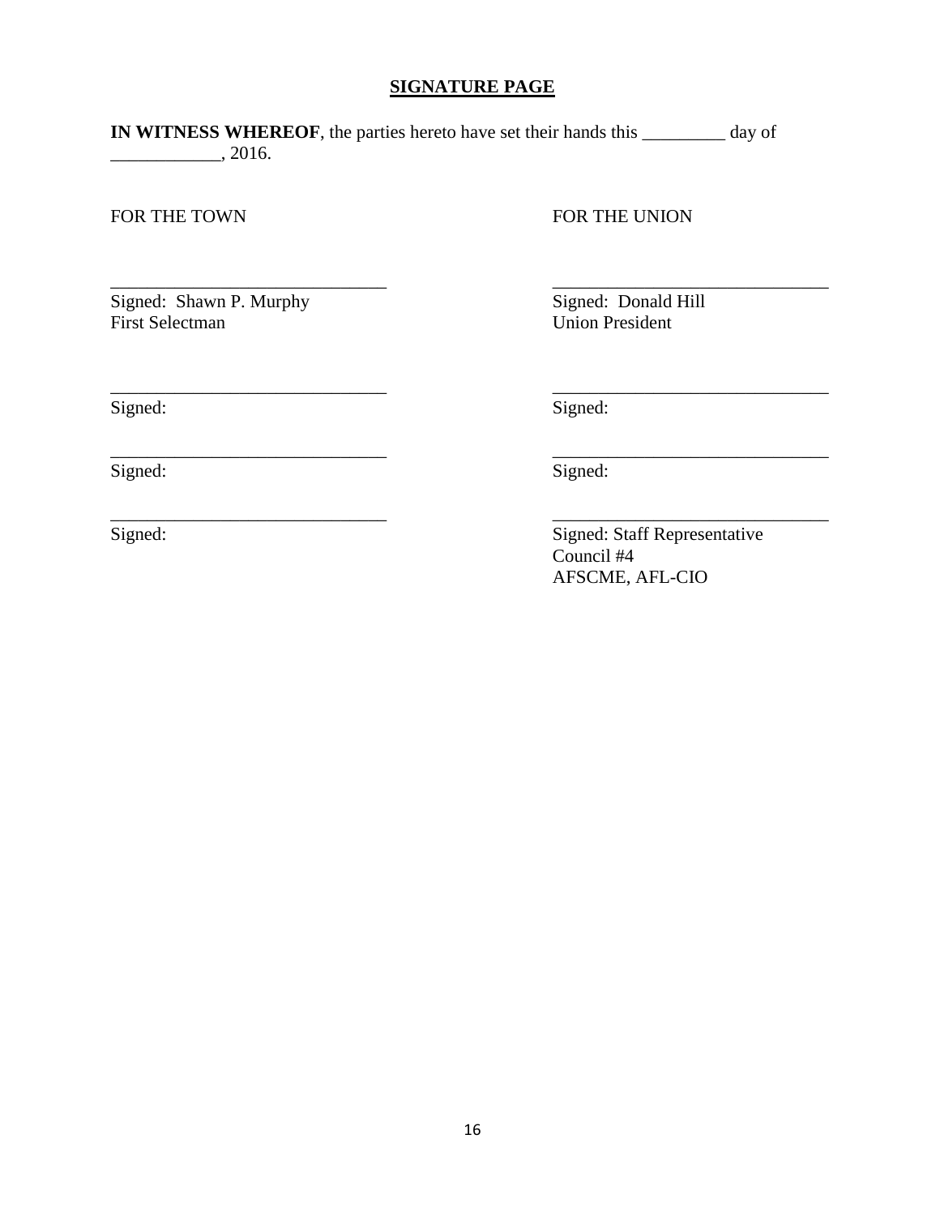**SIGNATURE PAGE**

**IN WITNESS WHEREOF**, the parties hereto have set their hands this _________ day of ____________, 2016.

FOR THE TOWN

______________________________
Signed: Shawn P. Murphy
First Selectman

______________________________
Signed:

______________________________
Signed:

______________________________
Signed:

FOR THE UNION

______________________________
Signed: Donald Hill
Union President

______________________________
Signed:

______________________________
Signed:

______________________________
Signed: Staff Representative
Council #4
AFSCME, AFL-CIO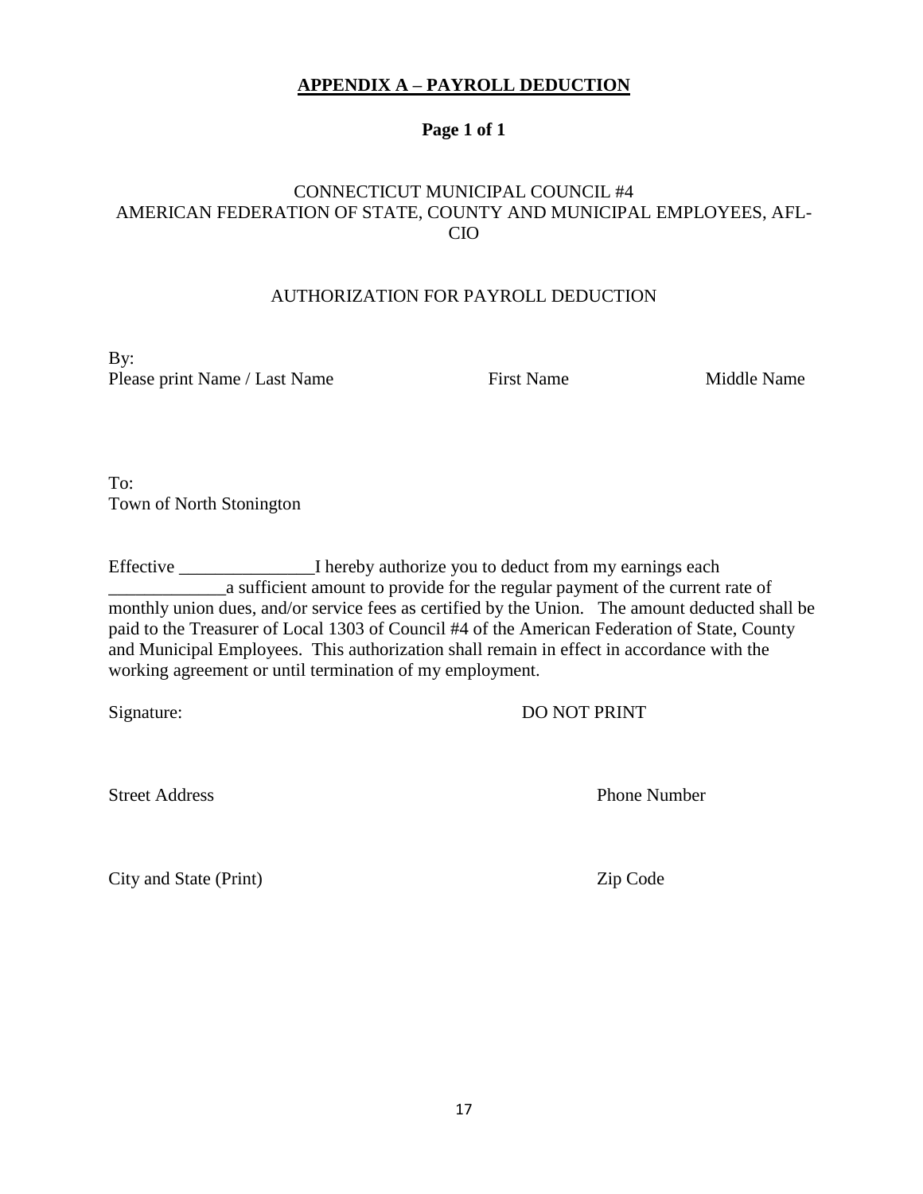# APPENDIX A – PAYROLL DEDUCTION

**Page 1 of 1**

CONNECTICUT MUNICIPAL COUNCIL #4
AMERICAN FEDERATION OF STATE, COUNTY AND MUNICIPAL EMPLOYEES, AFL-CIO

AUTHORIZATION FOR PAYROLL DEDUCTION

By:
Please print Name / Last Name First Name Middle Name

To:
Town of North Stonington

Effective _______________I hereby authorize you to deduct from my earnings each _____________a sufficient amount to provide for the regular payment of the current rate of monthly union dues, and/or service fees as certified by the Union. The amount deducted shall be paid to the Treasurer of Local 1303 of Council #4 of the American Federation of State, County and Municipal Employees. This authorization shall remain in effect in accordance with the working agreement or until termination of my employment.

Signature: DO NOT PRINT

Street Address Phone Number

City and State (Print) Zip Code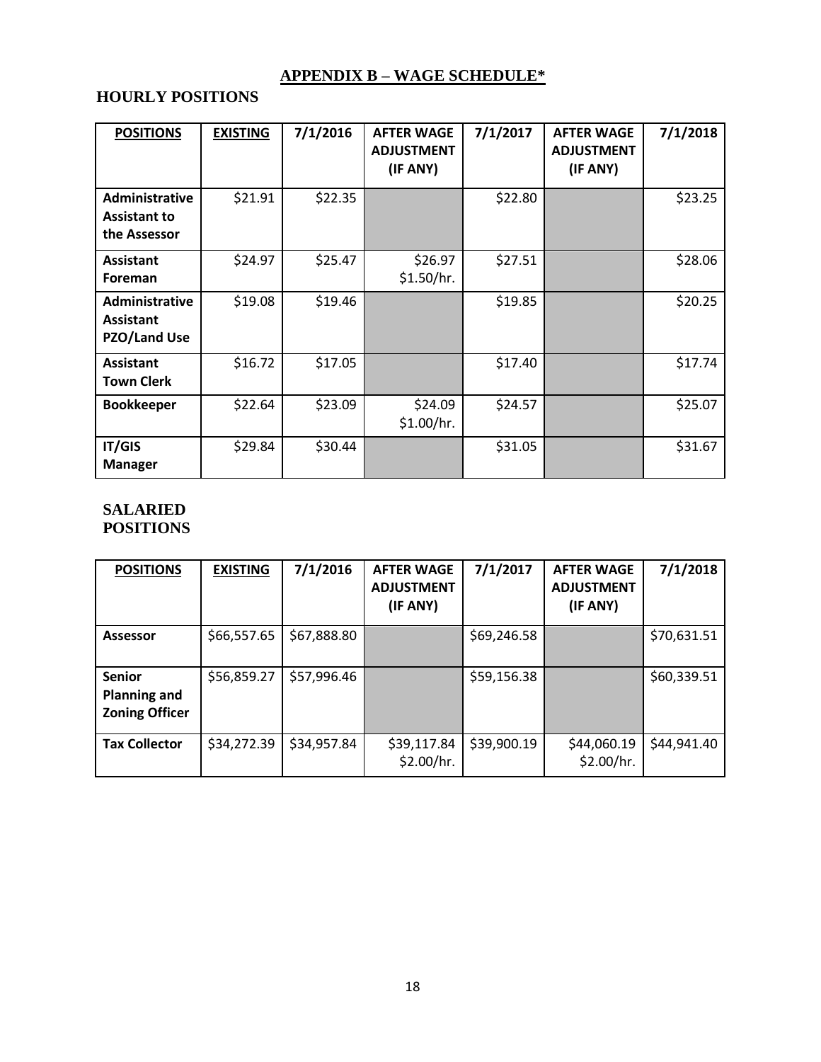## APPENDIX B – WAGE SCHEDULE*

### HOURLY POSITIONS

| POSITIONS | EXISTING | 7/1/2016 | AFTER WAGE ADJUSTMENT (IF ANY) | 7/1/2017 | AFTER WAGE ADJUSTMENT (IF ANY) | 7/1/2018 |
|---|---|---|---|---|---|---|
| **Administrative Assistant to the Assessor** | $21.91 | $22.35 | | $22.80 | | $23.25 |
| **Assistant Foreman** | $24.97 | $25.47 | $26.97 $1.50/hr. | $27.51 | | $28.06 |
| **Administrative Assistant PZO/Land Use** | $19.08 | $19.46 | | $19.85 | | $20.25 |
| **Assistant Town Clerk** | $16.72 | $17.05 | | $17.40 | | $17.74 |
| **Bookkeeper** | $22.64 | $23.09 | $24.09 $1.00/hr. | $24.57 | | $25.07 |
| **IT/GIS Manager** | $29.84 | $30.44 | | $31.05 | | $31.67 |

### SALARIED POSITIONS

| POSITIONS | EXISTING | 7/1/2016 | AFTER WAGE ADJUSTMENT (IF ANY) | 7/1/2017 | AFTER WAGE ADJUSTMENT (IF ANY) | 7/1/2018 |
|---|---|---|---|---|---|---|
| **Assessor** | $66,557.65 | $67,888.80 | | $69,246.58 | | $70,631.51 |
| **Senior Planning and Zoning Officer** | $56,859.27 | $57,996.46 | | $59,156.38 | | $60,339.51 |
| **Tax Collector** | $34,272.39 | $34,957.84 | $39,117.84 $2.00/hr. | $39,900.19 | $44,060.19 $2.00/hr. | $44,941.40 |